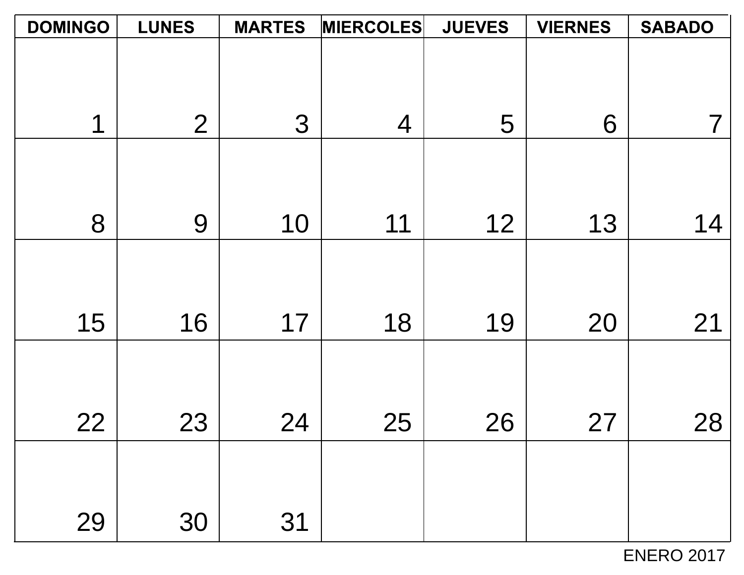| DOMINGO | LUNES | MARTES | MIERCOLES | JUEVES | VIERNES | SABADO |
|---|---|---|---|---|---|---|
| 1 | 2 | 3 | 4 | 5 | 6 | 7 |
| 8 | 9 | 10 | 11 | 12 | 13 | 14 |
| 15 | 16 | 17 | 18 | 19 | 20 | 21 |
| 22 | 23 | 24 | 25 | 26 | 27 | 28 |
| 29 | 30 | 31 | | | | |

ENERO 2017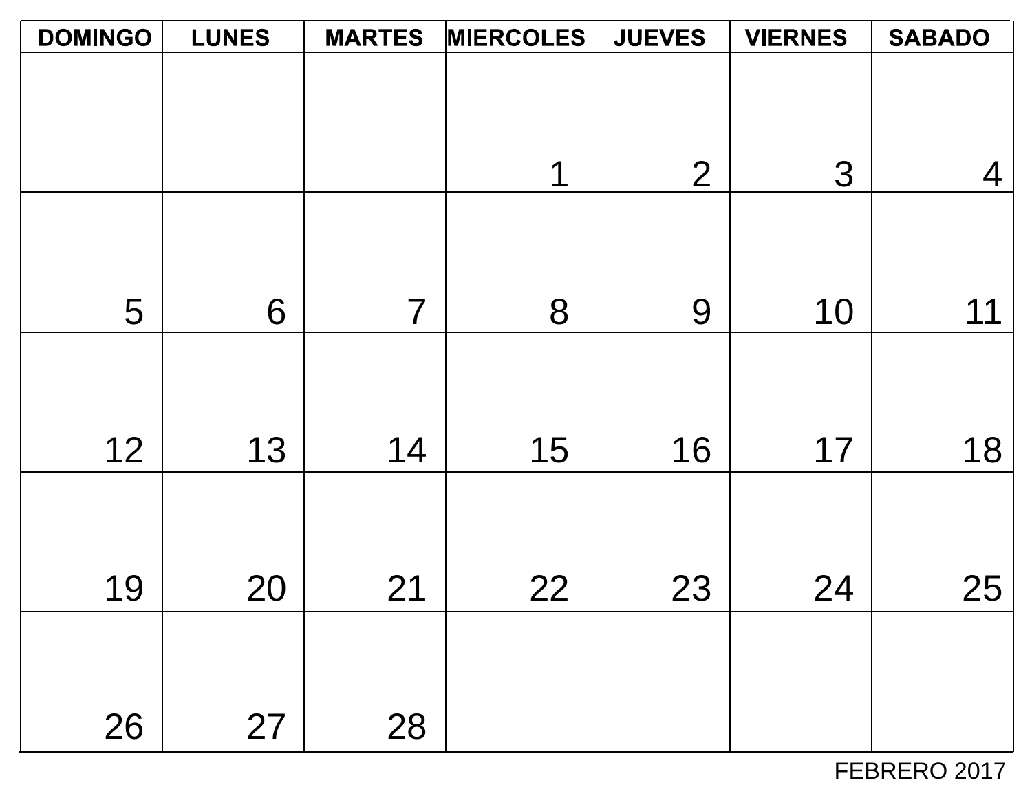| DOMINGO | LUNES | MARTES | MIERCOLES | JUEVES | VIERNES | SABADO |
|---|---|---|---|---|---|---|
| | | | 1 | 2 | 3 | 4 |
| 5 | 6 | 7 | 8 | 9 | 10 | 11 |
| 12 | 13 | 14 | 15 | 16 | 17 | 18 |
| 19 | 20 | 21 | 22 | 23 | 24 | 25 |
| 26 | 27 | 28 | | | | |

FEBRERO 2017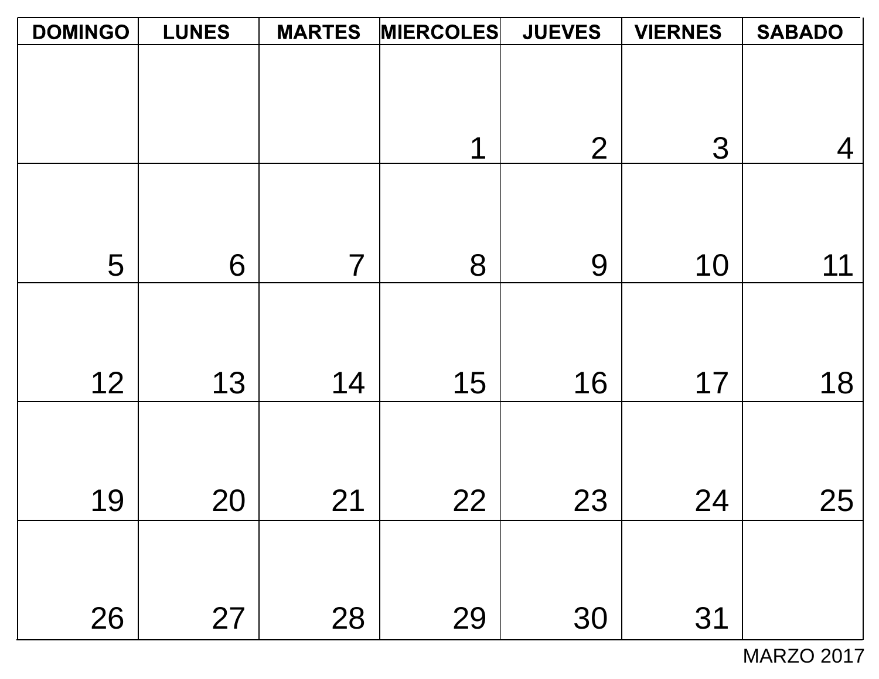| DOMINGO | LUNES | MARTES | MIERCOLES | JUEVES | VIERNES | SABADO |
|---|---|---|---|---|---|---|
| | | | 1 | 2 | 3 | 4 |
| 5 | 6 | 7 | 8 | 9 | 10 | 11 |
| 12 | 13 | 14 | 15 | 16 | 17 | 18 |
| 19 | 20 | 21 | 22 | 23 | 24 | 25 |
| 26 | 27 | 28 | 29 | 30 | 31 | |

MARZO 2017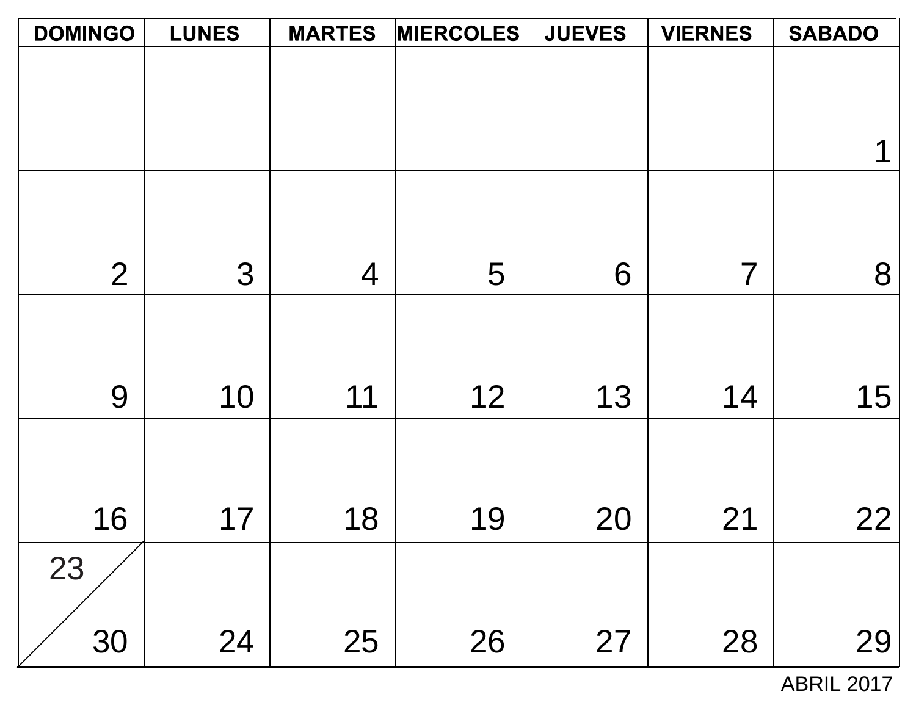| DOMINGO | LUNES | MARTES | MIERCOLES | JUEVES | VIERNES | SABADO |
|---|---|---|---|---|---|---|
| | | | | | | 1 |
| 2 | 3 | 4 | 5 | 6 | 7 | 8 |
| 9 | 10 | 11 | 12 | 13 | 14 | 15 |
| 16 | 17 | 18 | 19 | 20 | 21 | 22 |
| 23 / 30 | 24 | 25 | 26 | 27 | 28 | 29 |

ABRIL 2017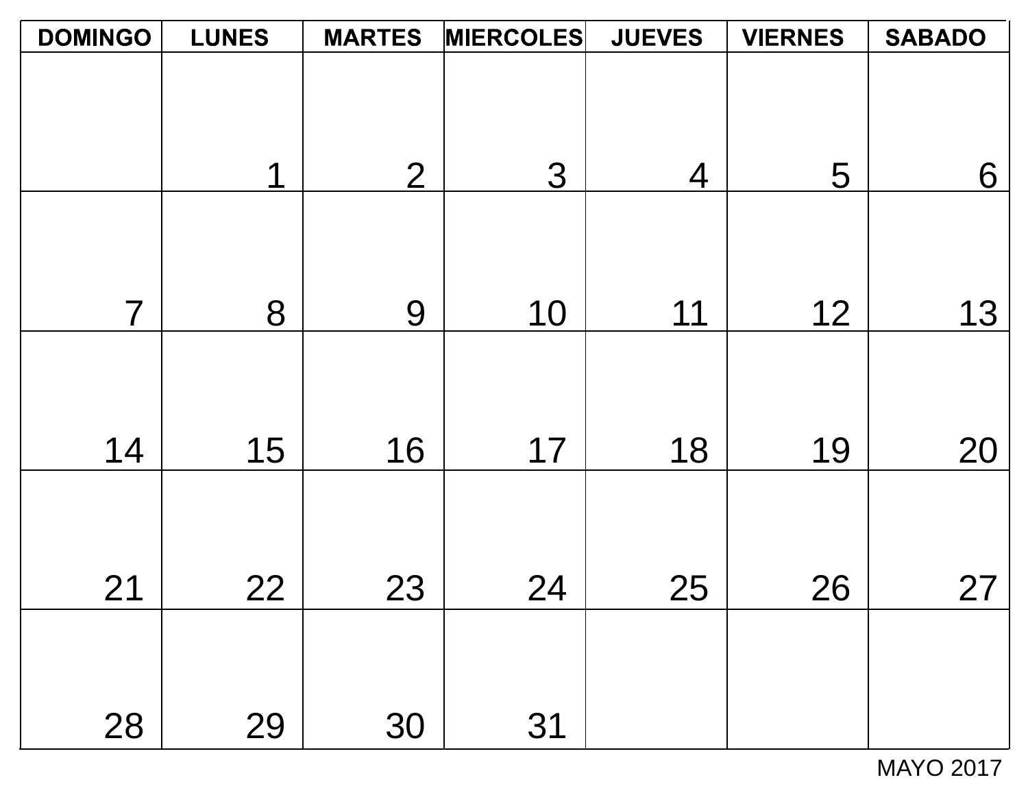| DOMINGO | LUNES | MARTES | MIERCOLES | JUEVES | VIERNES | SABADO |
|---|---|---|---|---|---|---|
| | 1 | 2 | 3 | 4 | 5 | 6 |
| 7 | 8 | 9 | 10 | 11 | 12 | 13 |
| 14 | 15 | 16 | 17 | 18 | 19 | 20 |
| 21 | 22 | 23 | 24 | 25 | 26 | 27 |
| 28 | 29 | 30 | 31 | | | |

MAYO 2017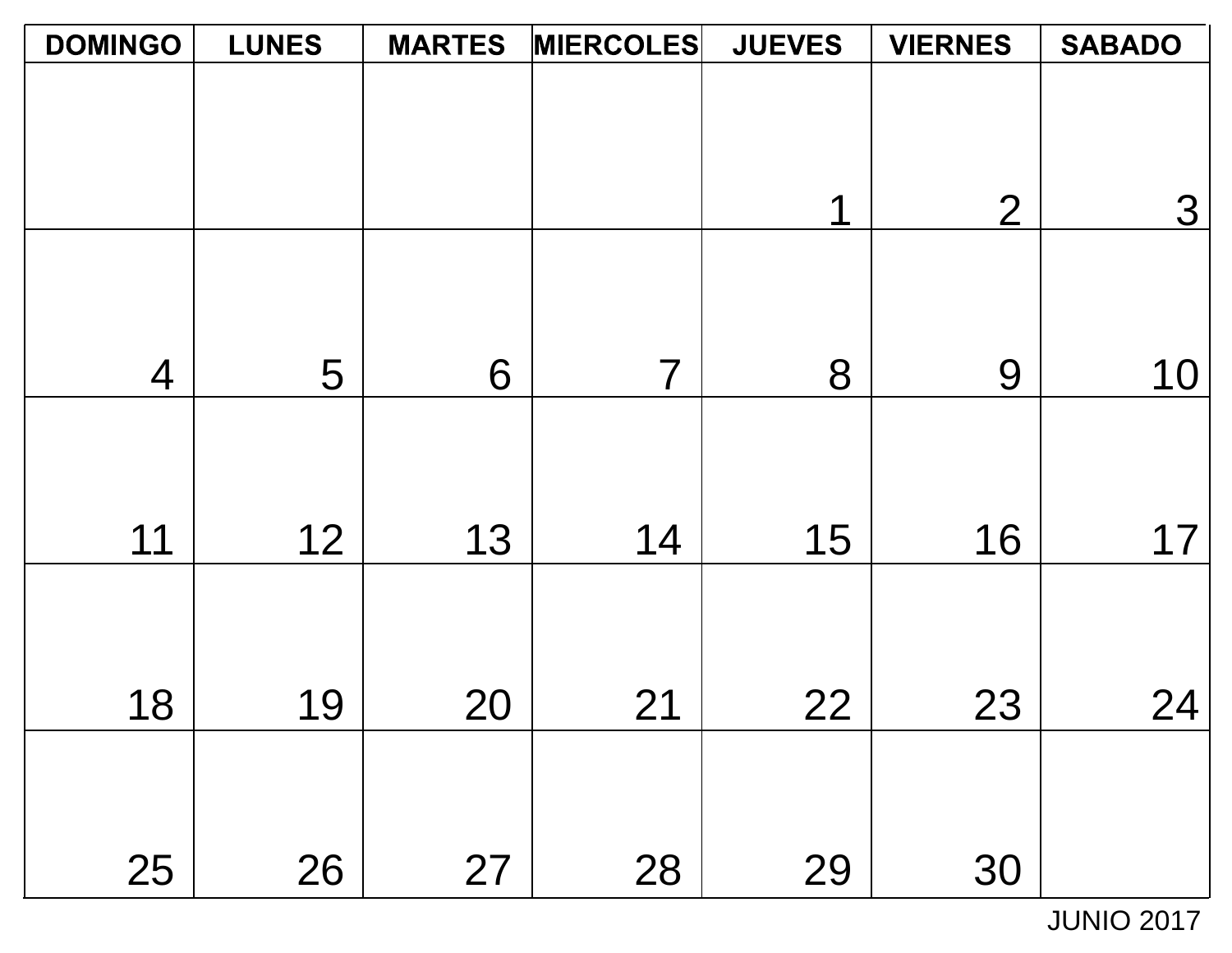| DOMINGO | LUNES | MARTES | MIERCOLES | JUEVES | VIERNES | SABADO |
|---|---|---|---|---|---|---|
| | | | | 1 | 2 | 3 |
| 4 | 5 | 6 | 7 | 8 | 9 | 10 |
| 11 | 12 | 13 | 14 | 15 | 16 | 17 |
| 18 | 19 | 20 | 21 | 22 | 23 | 24 |
| 25 | 26 | 27 | 28 | 29 | 30 | |

JUNIO 2017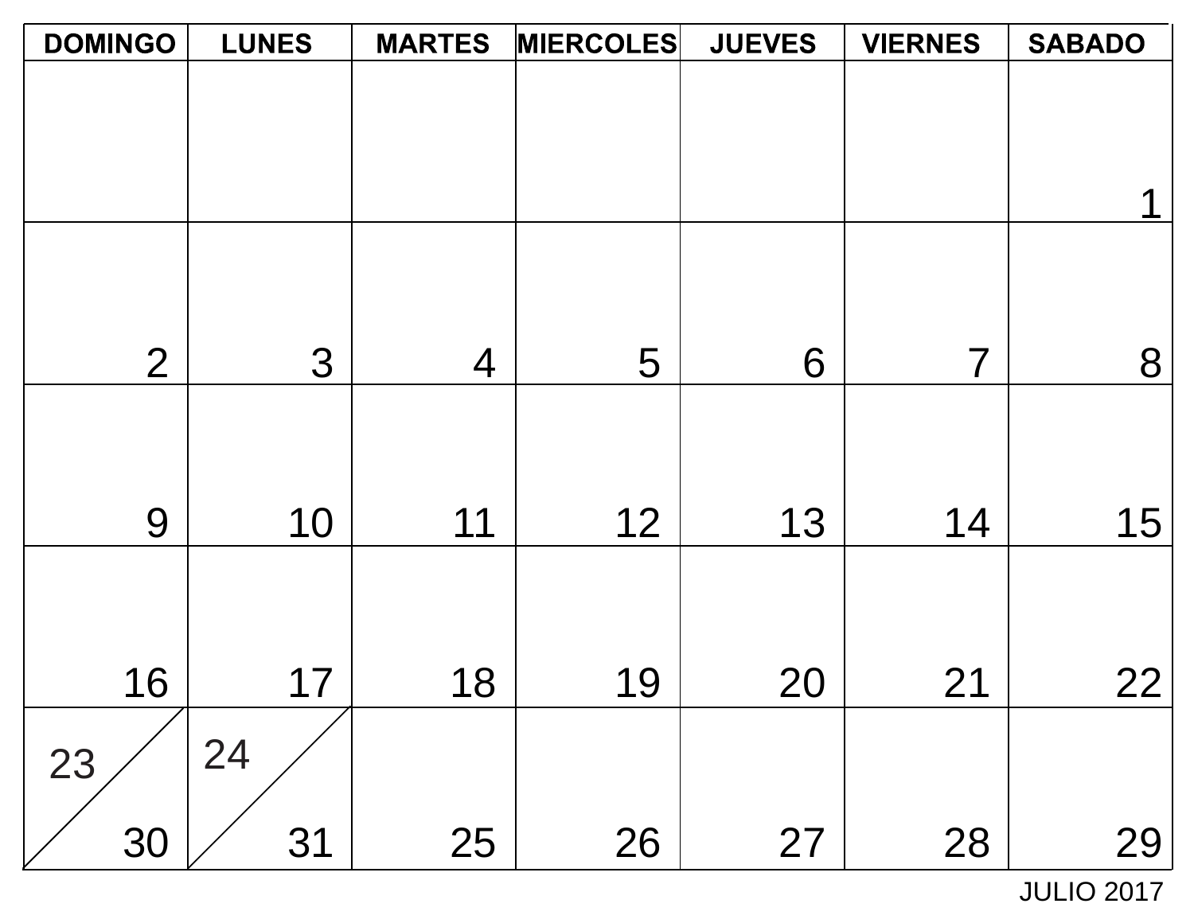| DOMINGO | LUNES | MARTES | MIERCOLES | JUEVES | VIERNES | SABADO |
|---|---|---|---|---|---|---|
| | | | | | | 1 |
| 2 | 3 | 4 | 5 | 6 | 7 | 8 |
| 9 | 10 | 11 | 12 | 13 | 14 | 15 |
| 16 | 17 | 18 | 19 | 20 | 21 | 22 |
| 23 / 30 | 24 / 31 | 25 | 26 | 27 | 28 | 29 |

JULIO 2017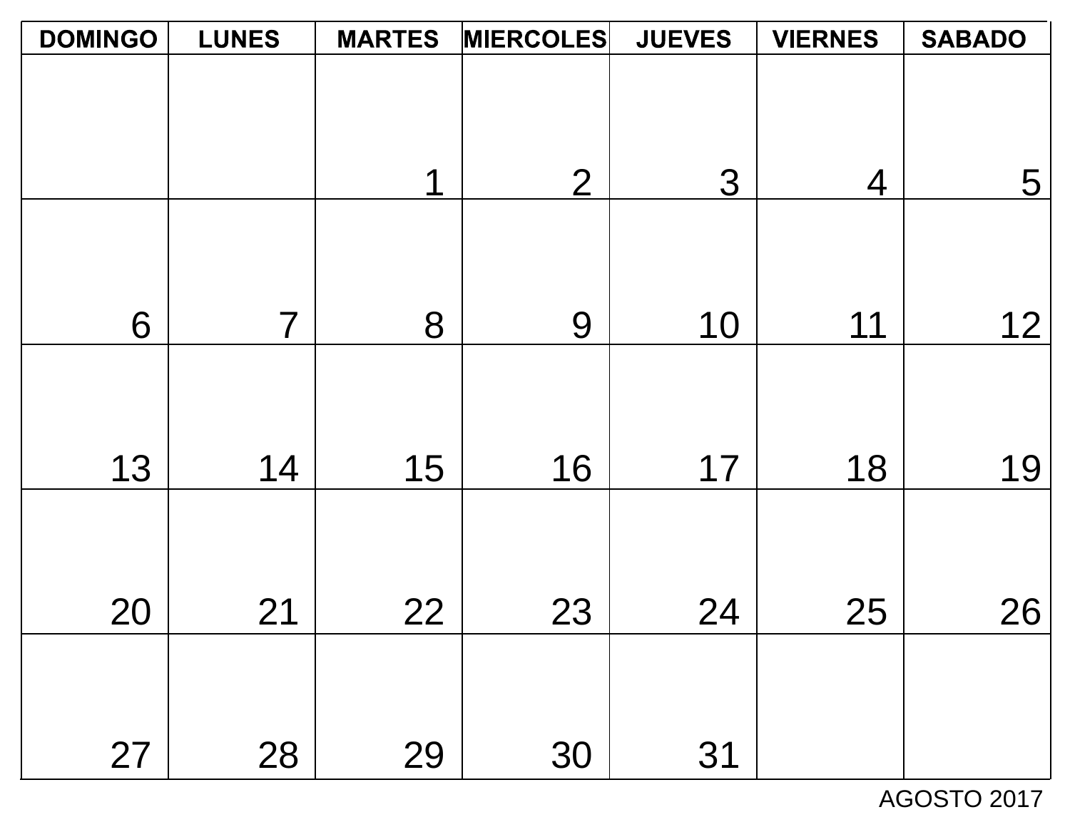| DOMINGO | LUNES | MARTES | MIERCOLES | JUEVES | VIERNES | SABADO |
|---|---|---|---|---|---|---|
| | | 1 | 2 | 3 | 4 | 5 |
| 6 | 7 | 8 | 9 | 10 | 11 | 12 |
| 13 | 14 | 15 | 16 | 17 | 18 | 19 |
| 20 | 21 | 22 | 23 | 24 | 25 | 26 |
| 27 | 28 | 29 | 30 | 31 | | |

AGOSTO 2017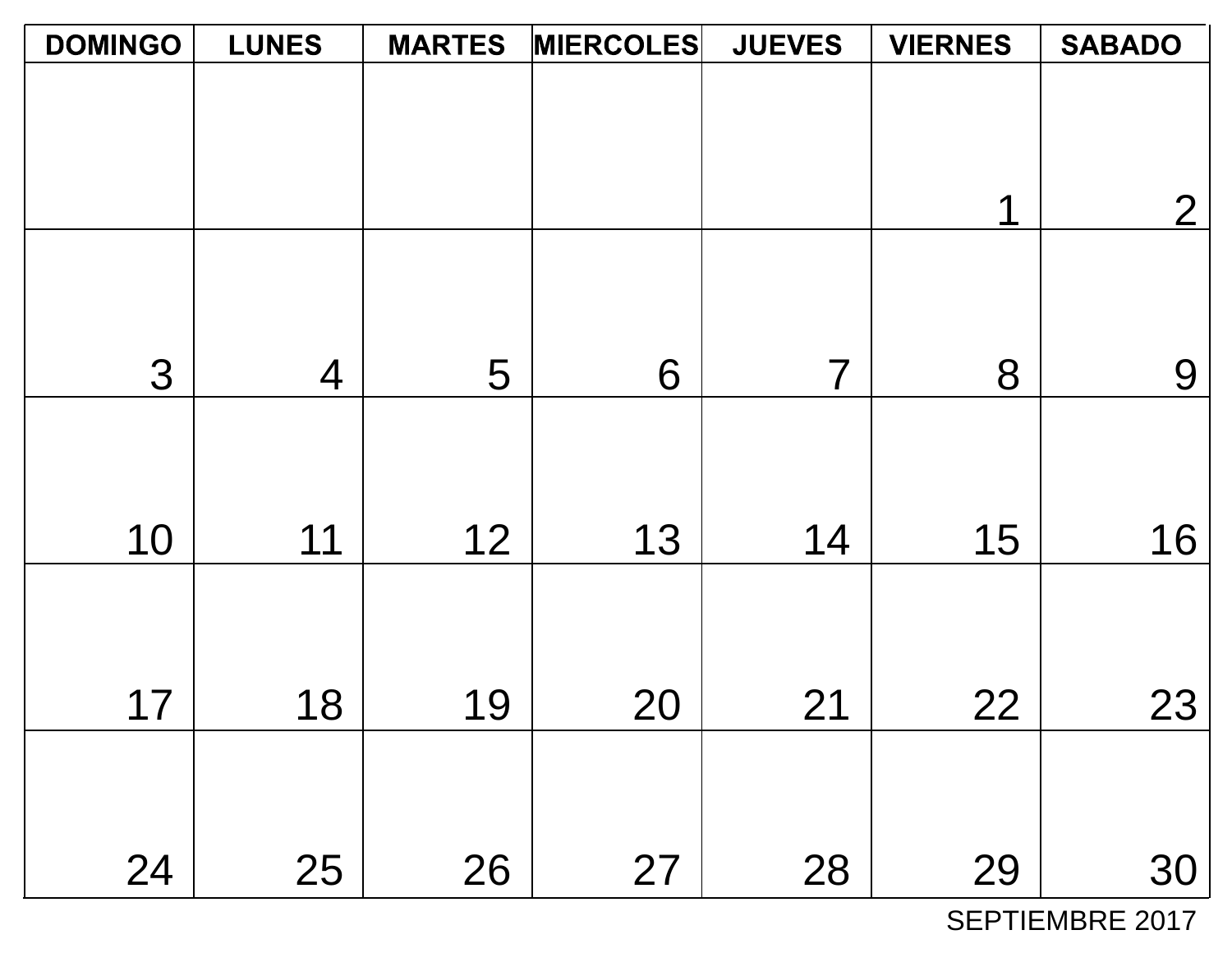| DOMINGO | LUNES | MARTES | MIERCOLES | JUEVES | VIERNES | SABADO |
|---|---|---|---|---|---|---|
| | | | | | 1 | 2 |
| 3 | 4 | 5 | 6 | 7 | 8 | 9 |
| 10 | 11 | 12 | 13 | 14 | 15 | 16 |
| 17 | 18 | 19 | 20 | 21 | 22 | 23 |
| 24 | 25 | 26 | 27 | 28 | 29 | 30 |

SEPTIEMBRE 2017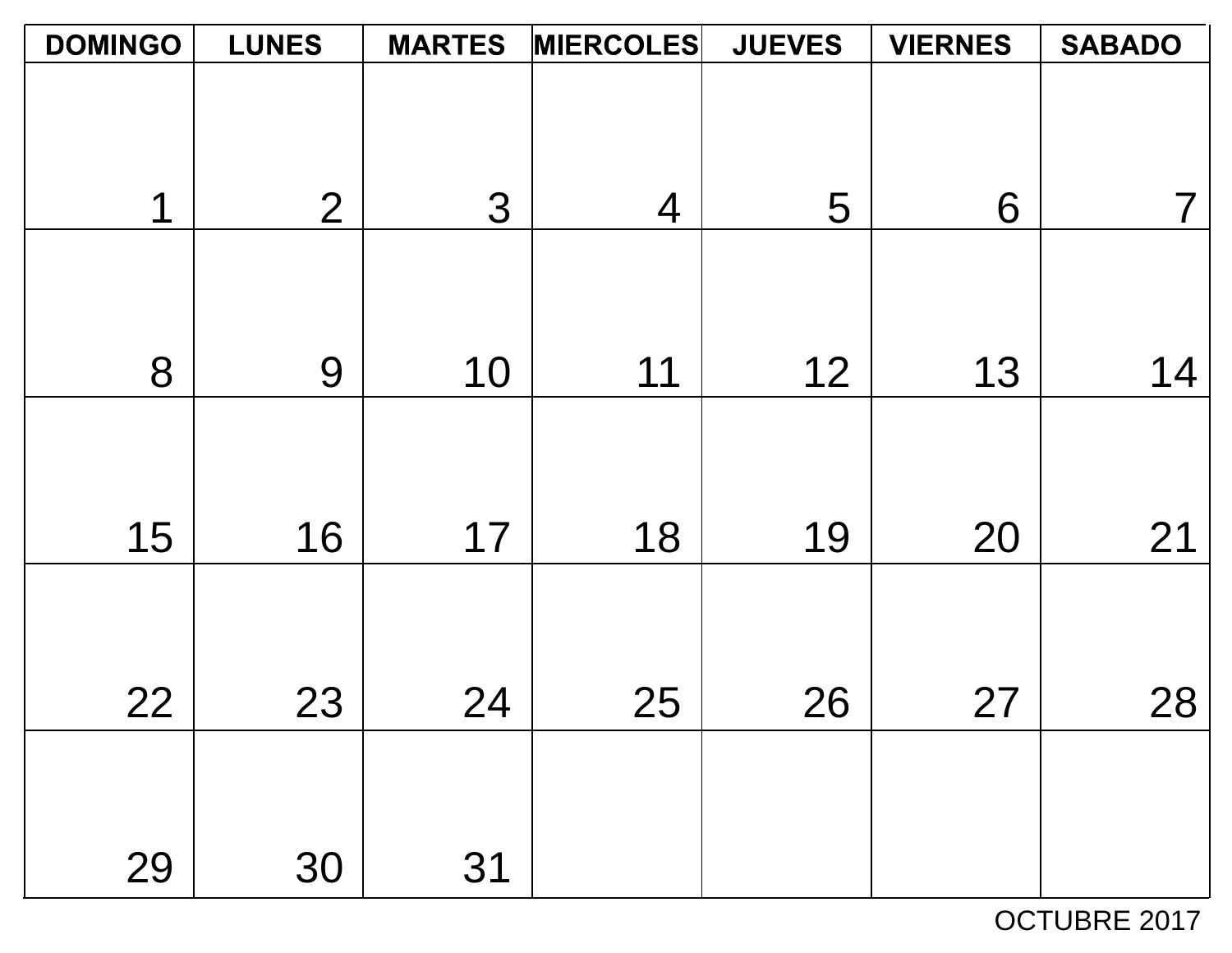| DOMINGO | LUNES | MARTES | MIERCOLES | JUEVES | VIERNES | SABADO |
| --- | --- | --- | --- | --- | --- | --- |
| 1 | 2 | 3 | 4 | 5 | 6 | 7 |
| 8 | 9 | 10 | 11 | 12 | 13 | 14 |
| 15 | 16 | 17 | 18 | 19 | 20 | 21 |
| 22 | 23 | 24 | 25 | 26 | 27 | 28 |
| 29 | 30 | 31 | | | | |

OCTUBRE 2017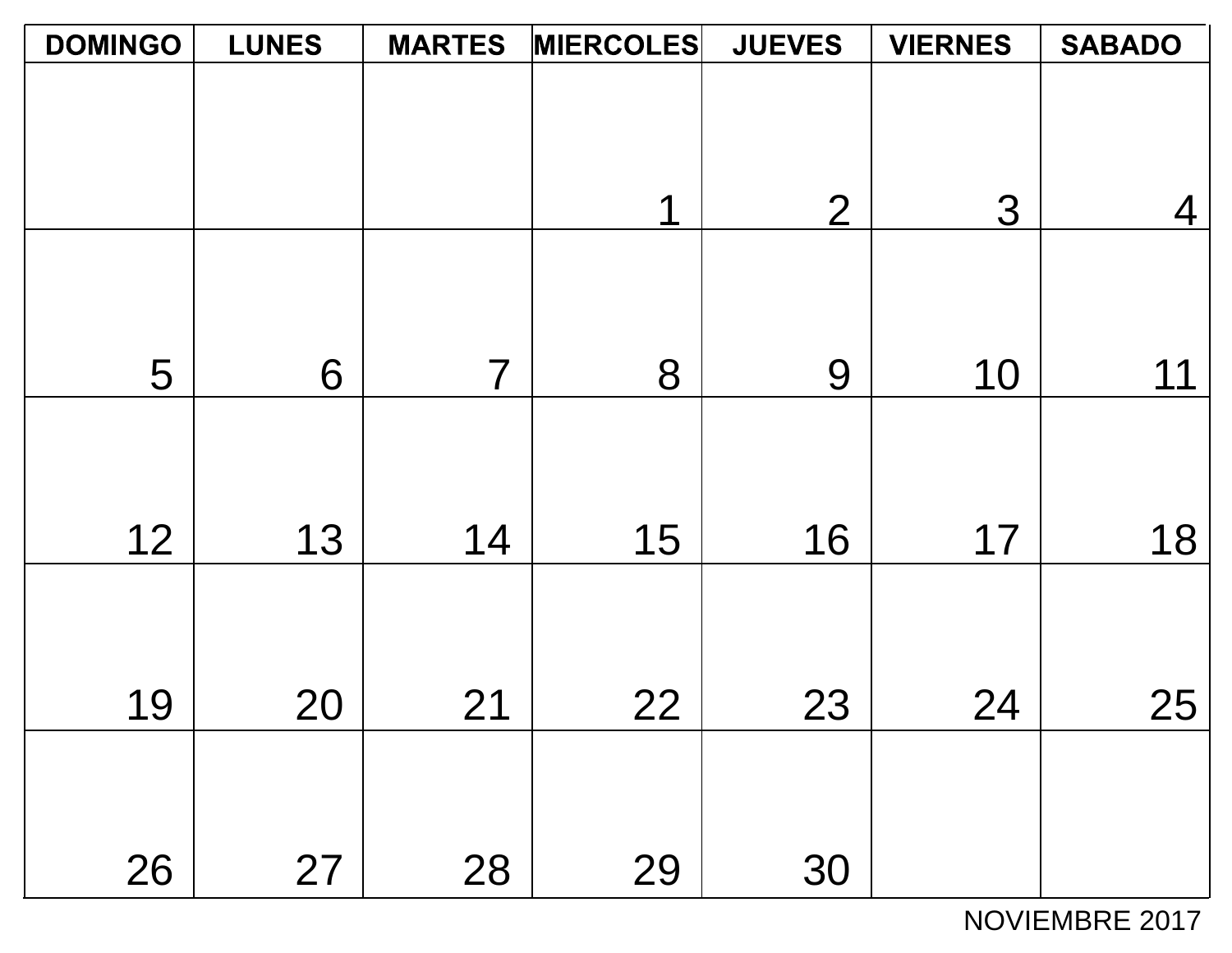| DOMINGO | LUNES | MARTES | MIERCOLES | JUEVES | VIERNES | SABADO |
| --- | --- | --- | --- | --- | --- | --- |
| | | | 1 | 2 | 3 | 4 |
| 5 | 6 | 7 | 8 | 9 | 10 | 11 |
| 12 | 13 | 14 | 15 | 16 | 17 | 18 |
| 19 | 20 | 21 | 22 | 23 | 24 | 25 |
| 26 | 27 | 28 | 29 | 30 | | |

NOVIEMBRE 2017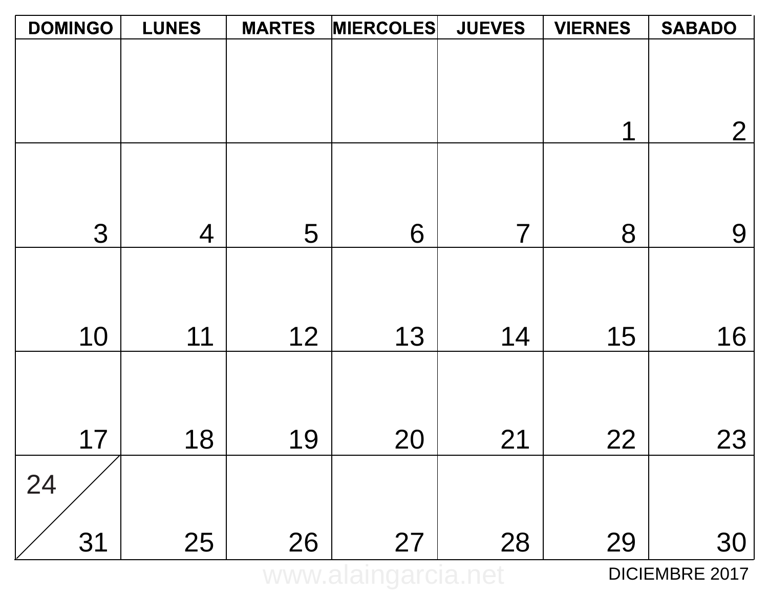| DOMINGO | LUNES | MARTES | MIERCOLES | JUEVES | VIERNES | SABADO |
|---|---|---|---|---|---|---|
| | | | | | 1 | 2 |
| 3 | 4 | 5 | 6 | 7 | 8 | 9 |
| 10 | 11 | 12 | 13 | 14 | 15 | 16 |
| 17 | 18 | 19 | 20 | 21 | 22 | 23 |
| 24 / 31 | 25 | 26 | 27 | 28 | 29 | 30 |

www.alaingarcia.net

DICIEMBRE 2017